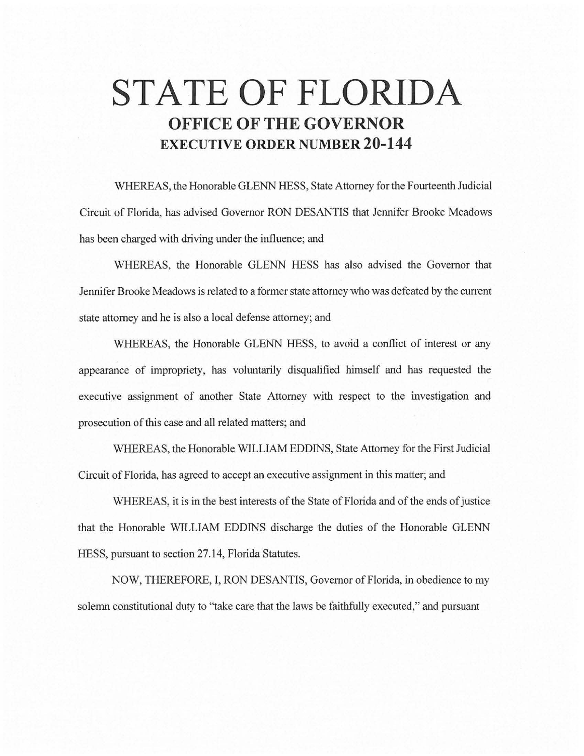# STATE OF FLORIDA

## OFFICE OF THE GOVERNOR

## EXECUTIVE ORDER NUMBER 20-144

WHEREAS, the Honorable GLENN HESS, State Attorney for the Fourteenth Judicial Circuit of Florida, has advised Governor RON DESANTIS that Jennifer Brooke Meadows has been charged with driving under the influence; and

WHEREAS, the Honorable GLENN HESS has also advised the Governor that Jennifer Brooke Meadows is related to a former state attorney who was defeated by the current state attorney and he is also a local defense attorney; and

WHEREAS, the Honorable GLENN HESS, to avoid a conflict of interest or any appearance of impropriety, has voluntarily disqualified himself and has requested the executive assignment of another State Attorney with respect to the investigation and prosecution of this case and all related matters; and

WHEREAS, the Honorable WILLIAM EDDINS, State Attorney for the First Judicial Circuit of Florida, has agreed to accept an executive assignment in this matter; and

WHEREAS, it is in the best interests of the State of Florida and of the ends of justice that the Honorable WILLIAM EDDINS discharge the duties of the Honorable GLENN HESS, pursuant to section 27.14, Florida Statutes.

NOW, THEREFORE, I, RON DESANTIS, Governor of Florida, in obedience to my solemn constitutional duty to "take care that the laws be faithfully executed," and pursuant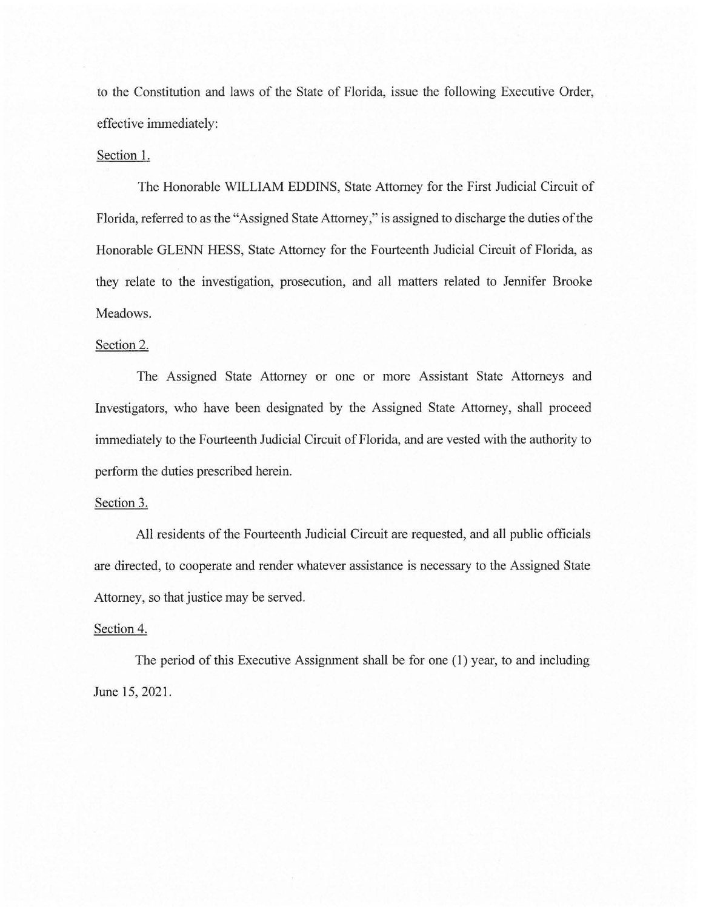to the Constitution and laws of the State of Florida, issue the following Executive Order, effective immediately:

Section 1.

The Honorable WILLIAM EDDINS, State Attorney for the First Judicial Circuit of Florida, referred to as the "Assigned State Attorney," is assigned to discharge the duties of the Honorable GLENN HESS, State Attorney for the Fourteenth Judicial Circuit of Florida, as they relate to the investigation, prosecution, and all matters related to Jennifer Brooke Meadows.

Section 2.

The Assigned State Attorney or one or more Assistant State Attorneys and Investigators, who have been designated by the Assigned State Attorney, shall proceed immediately to the Fourteenth Judicial Circuit of Florida, and are vested with the authority to perform the duties prescribed herein.

Section 3.

All residents of the Fourteenth Judicial Circuit are requested, and all public officials are directed, to cooperate and render whatever assistance is necessary to the Assigned State Attorney, so that justice may be served.

Section 4.

The period of this Executive Assignment shall be for one (1) year, to and including June 15, 2021.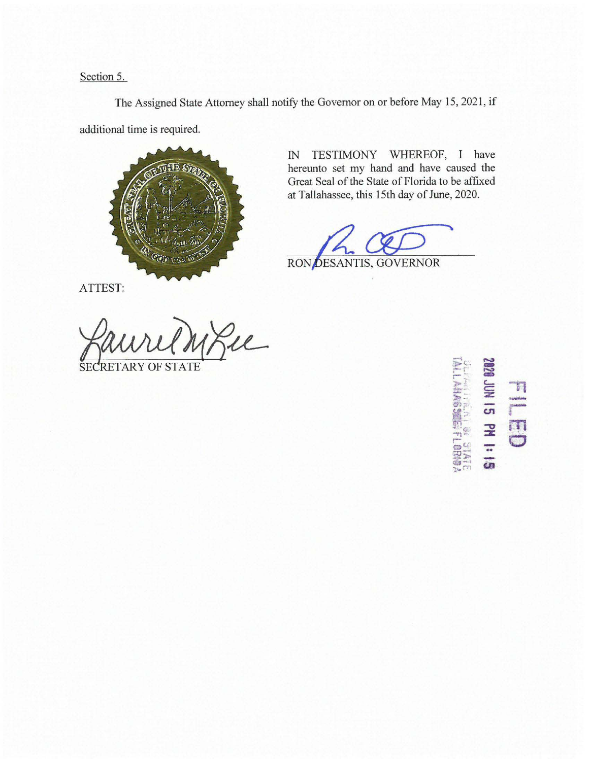Section 5.

The Assigned State Attorney shall notify the Governor on or before May 15, 2021, if additional time is required.

IN TESTIMONY WHEREOF, I have hereunto set my hand and have caused the Great Seal of the State of Florida to be affixed at Tallahassee, this 15th day of June, 2020.

RON DESANTIS, GOVERNOR

ATTEST:

SECRETARY OF STATE

FILED

2020 JUN 15 PM 1:15

DEPARTMENT OF STATE
TALLAHASSEE, FLORIDA